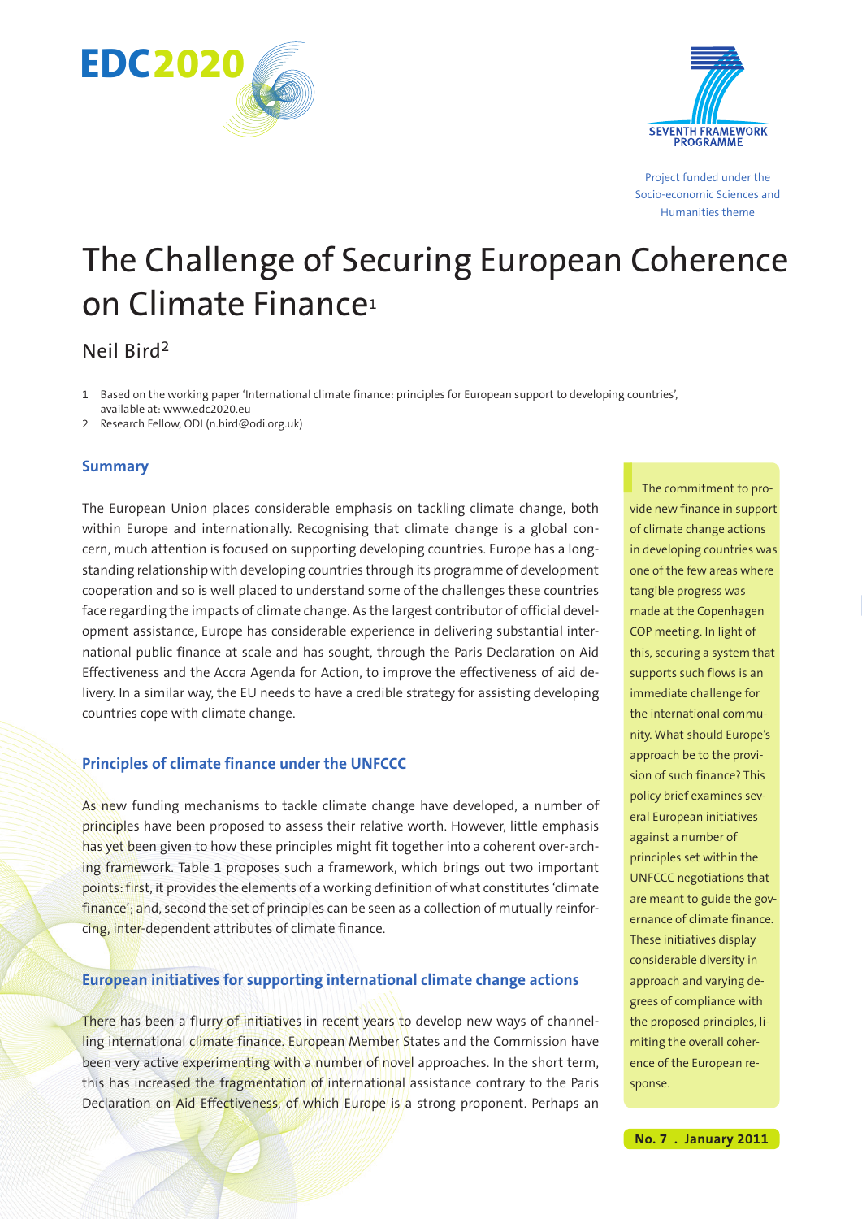EDC2020

SEVENTH FRAMEWORK PROGRAMME

Project funded under the Socio-economic Sciences and Humanities theme

# The Challenge of Securing European Coherence on Climate Finance[1]

Neil Bird[2]

1 Based on the working paper 'International climate finance: principles for European support to developing countries', available at: www.edc2020.eu

2 Research Fellow, ODI (n.bird@odi.org.uk)

## Summary

The European Union places considerable emphasis on tackling climate change, both within Europe and internationally. Recognising that climate change is a global concern, much attention is focused on supporting developing countries. Europe has a longstanding relationship with developing countries through its programme of development cooperation and so is well placed to understand some of the challenges these countries face regarding the impacts of climate change. As the largest contributor of official development assistance, Europe has considerable experience in delivering substantial international public finance at scale and has sought, through the Paris Declaration on Aid Effectiveness and the Accra Agenda for Action, to improve the effectiveness of aid delivery. In a similar way, the EU needs to have a credible strategy for assisting developing countries cope with climate change.

> The commitment to provide new finance in support of climate change actions in developing countries was one of the few areas where tangible progress was made at the Copenhagen COP meeting. In light of this, securing a system that supports such flows is an immediate challenge for the international community. What should Europe's approach be to the provision of such finance? This policy brief examines several European initiatives against a number of principles set within the UNFCCC negotiations that are meant to guide the governance of climate finance. These initiatives display considerable diversity in approach and varying degrees of compliance with the proposed principles, limiting the overall coherence of the European response.

## Principles of climate finance under the UNFCCC

As new funding mechanisms to tackle climate change have developed, a number of principles have been proposed to assess their relative worth. However, little emphasis has yet been given to how these principles might fit together into a coherent over-arching framework. Table 1 proposes such a framework, which brings out two important points: first, it provides the elements of a working definition of what constitutes 'climate finance'; and, second the set of principles can be seen as a collection of mutually reinforcing, inter-dependent attributes of climate finance.

## European initiatives for supporting international climate change actions

There has been a flurry of initiatives in recent years to develop new ways of channelling international climate finance. European Member States and the Commission have been very active experimenting with a number of novel approaches. In the short term, this has increased the fragmentation of international assistance contrary to the Paris Declaration on Aid Effectiveness, of which Europe is a strong proponent. Perhaps an

**No. 7 . January 2011**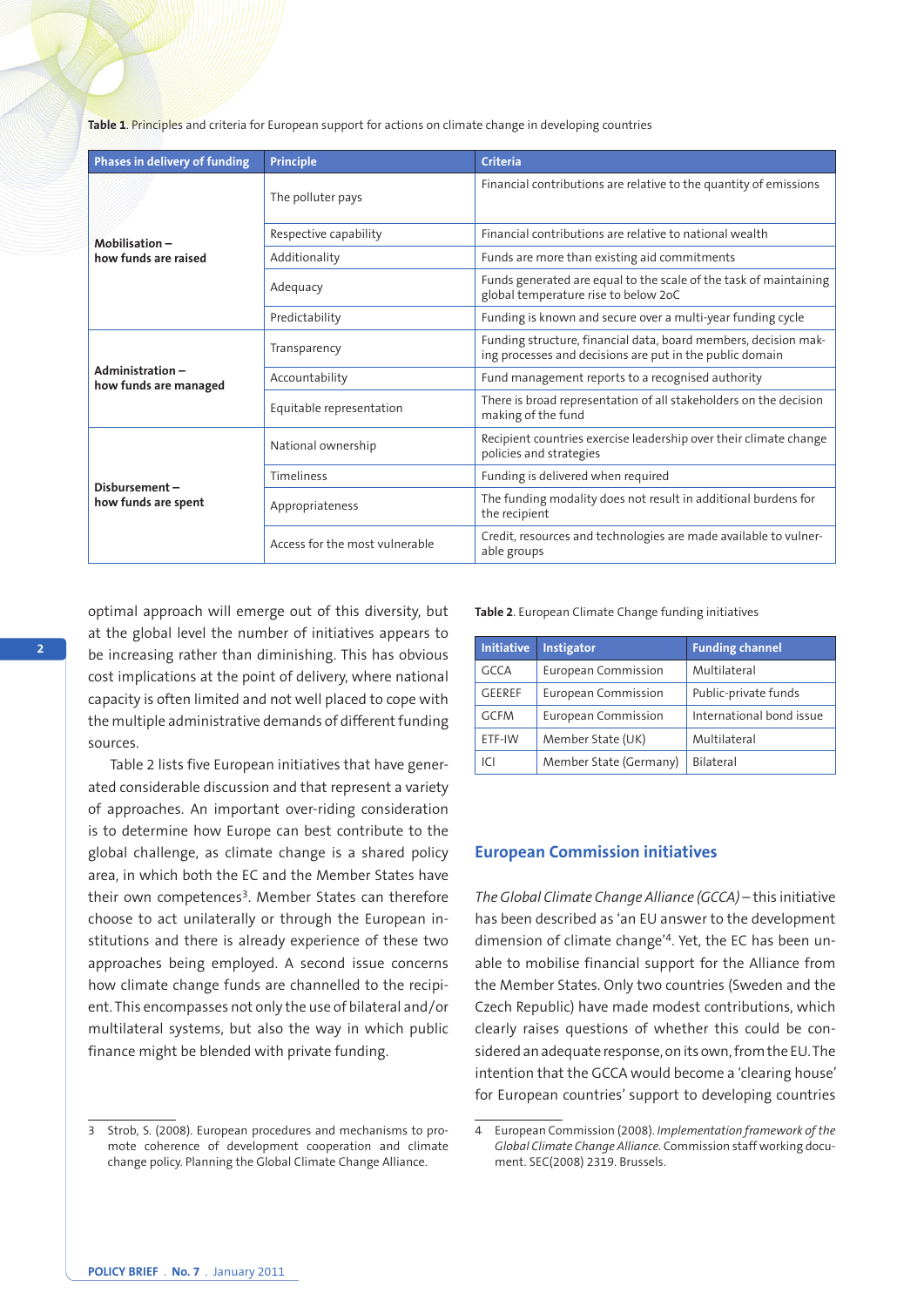**Table 1**. Principles and criteria for European support for actions on climate change in developing countries

| Phases in delivery of funding | Principle | Criteria |
|---|---|---|
| **Mobilisation – how funds are raised** | The polluter pays | Financial contributions are relative to the quantity of emissions |
| | Respective capability | Financial contributions are relative to national wealth |
| | Additionality | Funds are more than existing aid commitments |
| | Adequacy | Funds generated are equal to the scale of the task of maintaining global temperature rise to below 2oC |
| | Predictability | Funding is known and secure over a multi-year funding cycle |
| **Administration – how funds are managed** | Transparency | Funding structure, financial data, board members, decision making processes and decisions are put in the public domain |
| | Accountability | Fund management reports to a recognised authority |
| | Equitable representation | There is broad representation of all stakeholders on the decision making of the fund |
| **Disbursement – how funds are spent** | National ownership | Recipient countries exercise leadership over their climate change policies and strategies |
| | Timeliness | Funding is delivered when required |
| | Appropriateness | The funding modality does not result in additional burdens for the recipient |
| | Access for the most vulnerable | Credit, resources and technologies are made available to vulnerable groups |

optimal approach will emerge out of this diversity, but at the global level the number of initiatives appears to be increasing rather than diminishing. This has obvious cost implications at the point of delivery, where national capacity is often limited and not well placed to cope with the multiple administrative demands of different funding sources.

Table 2 lists five European initiatives that have generated considerable discussion and that represent a variety of approaches. An important over-riding consideration is to determine how Europe can best contribute to the global challenge, as climate change is a shared policy area, in which both the EC and the Member States have their own competences[3]. Member States can therefore choose to act unilaterally or through the European institutions and there is already experience of these two approaches being employed. A second issue concerns how climate change funds are channelled to the recipient. This encompasses not only the use of bilateral and/or multilateral systems, but also the way in which public finance might be blended with private funding.

**Table 2**. European Climate Change funding initiatives

| Initiative | Instigator | Funding channel |
|---|---|---|
| GCCA | European Commission | Multilateral |
| GEEREF | European Commission | Public-private funds |
| GCFM | European Commission | International bond issue |
| ETF-IW | Member State (UK) | Multilateral |
| ICI | Member State (Germany) | Bilateral |

## European Commission initiatives

*The Global Climate Change Alliance (GCCA)* – this initiative has been described as 'an EU answer to the development dimension of climate change'[4]. Yet, the EC has been unable to mobilise financial support for the Alliance from the Member States. Only two countries (Sweden and the Czech Republic) have made modest contributions, which clearly raises questions of whether this could be considered an adequate response, on its own, from the EU. The intention that the GCCA would become a 'clearing house' for European countries' support to developing countries

3 Strob, S. (2008). European procedures and mechanisms to promote coherence of development cooperation and climate change policy. Planning the Global Climate Change Alliance.

4 European Commission (2008). *Implementation framework of the Global Climate Change Alliance.* Commission staff working document. SEC(2008) 2319. Brussels.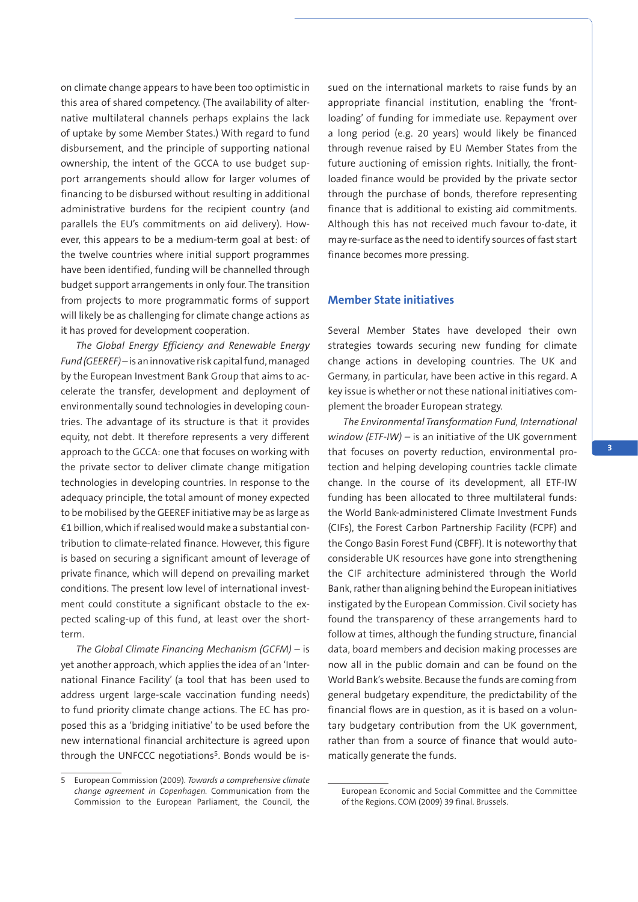on climate change appears to have been too optimistic in this area of shared competency. (The availability of alternative multilateral channels perhaps explains the lack of uptake by some Member States.) With regard to fund disbursement, and the principle of supporting national ownership, the intent of the GCCA to use budget support arrangements should allow for larger volumes of financing to be disbursed without resulting in additional administrative burdens for the recipient country (and parallels the EU's commitments on aid delivery). However, this appears to be a medium-term goal at best: of the twelve countries where initial support programmes have been identified, funding will be channelled through budget support arrangements in only four. The transition from projects to more programmatic forms of support will likely be as challenging for climate change actions as it has proved for development cooperation.

*The Global Energy Efficiency and Renewable Energy Fund (GEEREF)* – is an innovative risk capital fund, managed by the European Investment Bank Group that aims to accelerate the transfer, development and deployment of environmentally sound technologies in developing countries. The advantage of its structure is that it provides equity, not debt. It therefore represents a very different approach to the GCCA: one that focuses on working with the private sector to deliver climate change mitigation technologies in developing countries. In response to the adequacy principle, the total amount of money expected to be mobilised by the GEEREF initiative may be as large as €1 billion, which if realised would make a substantial contribution to climate-related finance. However, this figure is based on securing a significant amount of leverage of private finance, which will depend on prevailing market conditions. The present low level of international investment could constitute a significant obstacle to the expected scaling-up of this fund, at least over the short-term.

*The Global Climate Financing Mechanism (GCFM)* – is yet another approach, which applies the idea of an 'International Finance Facility' (a tool that has been used to address urgent large-scale vaccination funding needs) to fund priority climate change actions. The EC has proposed this as a 'bridging initiative' to be used before the new international financial architecture is agreed upon through the UNFCCC negotiations[5]. Bonds would be issued on the international markets to raise funds by an appropriate financial institution, enabling the 'front-loading' of funding for immediate use. Repayment over a long period (e.g. 20 years) would likely be financed through revenue raised by EU Member States from the future auctioning of emission rights. Initially, the front-loaded finance would be provided by the private sector through the purchase of bonds, therefore representing finance that is additional to existing aid commitments. Although this has not received much favour to-date, it may re-surface as the need to identify sources of fast start finance becomes more pressing.

## Member State initiatives

Several Member States have developed their own strategies towards securing new funding for climate change actions in developing countries. The UK and Germany, in particular, have been active in this regard. A key issue is whether or not these national initiatives complement the broader European strategy.

*The Environmental Transformation Fund, International window (ETF-IW)* – is an initiative of the UK government that focuses on poverty reduction, environmental protection and helping developing countries tackle climate change. In the course of its development, all ETF-IW funding has been allocated to three multilateral funds: the World Bank-administered Climate Investment Funds (CIFs), the Forest Carbon Partnership Facility (FCPF) and the Congo Basin Forest Fund (CBFF). It is noteworthy that considerable UK resources have gone into strengthening the CIF architecture administered through the World Bank, rather than aligning behind the European initiatives instigated by the European Commission. Civil society has found the transparency of these arrangements hard to follow at times, although the funding structure, financial data, board members and decision making processes are now all in the public domain and can be found on the World Bank's website. Because the funds are coming from general budgetary expenditure, the predictability of the financial flows are in question, as it is based on a voluntary budgetary contribution from the UK government, rather than from a source of finance that would automatically generate the funds.

---

5 European Commission (2009). *Towards a comprehensive climate change agreement in Copenhagen.* Communication from the Commission to the European Parliament, the Council, the European Economic and Social Committee and the Committee of the Regions. COM (2009) 39 final. Brussels.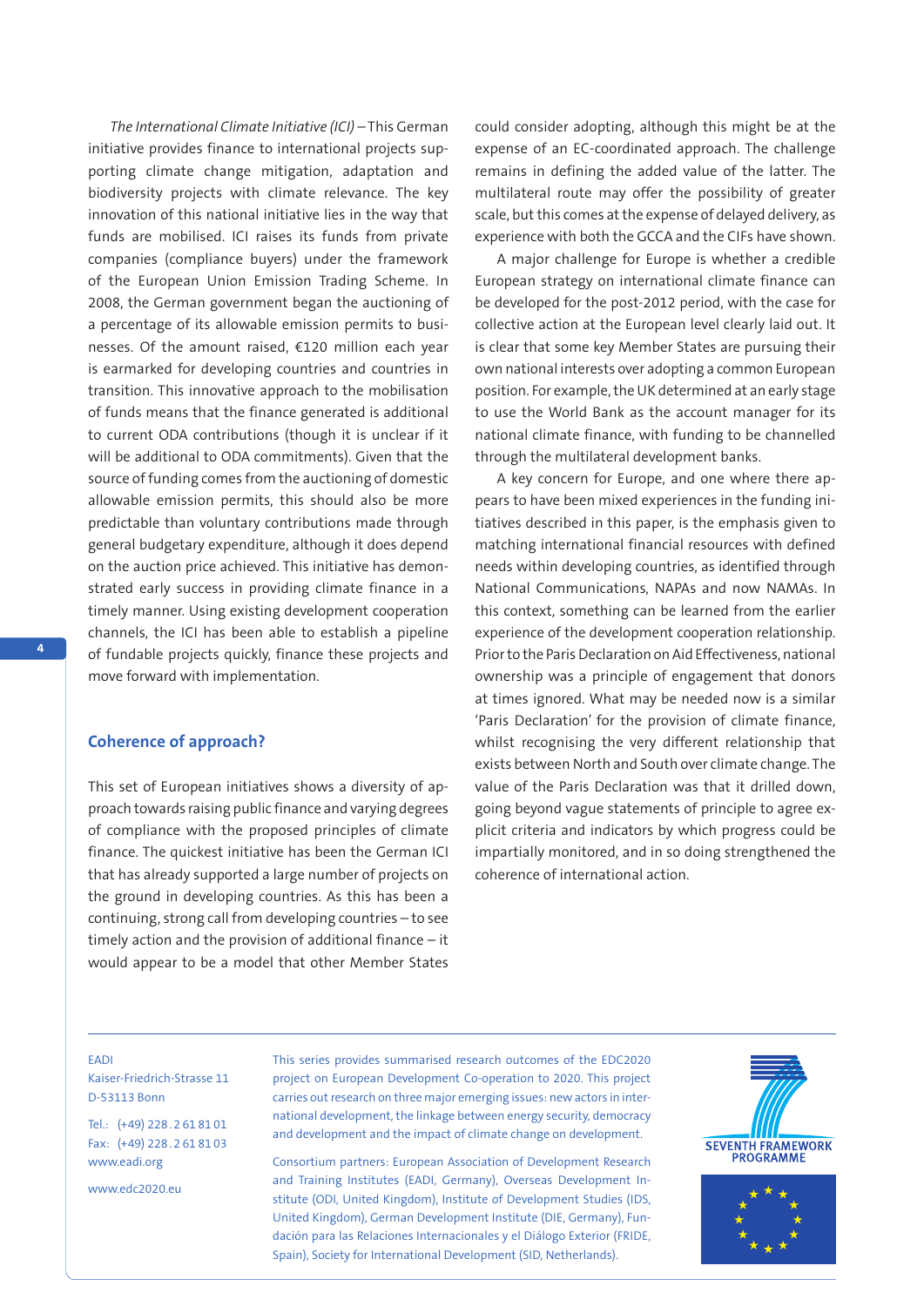*The International Climate Initiative (ICI)* – This German initiative provides finance to international projects supporting climate change mitigation, adaptation and biodiversity projects with climate relevance. The key innovation of this national initiative lies in the way that funds are mobilised. ICI raises its funds from private companies (compliance buyers) under the framework of the European Union Emission Trading Scheme. In 2008, the German government began the auctioning of a percentage of its allowable emission permits to businesses. Of the amount raised, €120 million each year is earmarked for developing countries and countries in transition. This innovative approach to the mobilisation of funds means that the finance generated is additional to current ODA contributions (though it is unclear if it will be additional to ODA commitments). Given that the source of funding comes from the auctioning of domestic allowable emission permits, this should also be more predictable than voluntary contributions made through general budgetary expenditure, although it does depend on the auction price achieved. This initiative has demonstrated early success in providing climate finance in a timely manner. Using existing development cooperation channels, the ICI has been able to establish a pipeline of fundable projects quickly, finance these projects and move forward with implementation.

## Coherence of approach?

This set of European initiatives shows a diversity of approach towards raising public finance and varying degrees of compliance with the proposed principles of climate finance. The quickest initiative has been the German ICI that has already supported a large number of projects on the ground in developing countries. As this has been a continuing, strong call from developing countries – to see timely action and the provision of additional finance – it would appear to be a model that other Member States could consider adopting, although this might be at the expense of an EC-coordinated approach. The challenge remains in defining the added value of the latter. The multilateral route may offer the possibility of greater scale, but this comes at the expense of delayed delivery, as experience with both the GCCA and the CIFs have shown.

A major challenge for Europe is whether a credible European strategy on international climate finance can be developed for the post-2012 period, with the case for collective action at the European level clearly laid out. It is clear that some key Member States are pursuing their own national interests over adopting a common European position. For example, the UK determined at an early stage to use the World Bank as the account manager for its national climate finance, with funding to be channelled through the multilateral development banks.

A key concern for Europe, and one where there appears to have been mixed experiences in the funding initiatives described in this paper, is the emphasis given to matching international financial resources with defined needs within developing countries, as identified through National Communications, NAPAs and now NAMAs. In this context, something can be learned from the earlier experience of the development cooperation relationship. Prior to the Paris Declaration on Aid Effectiveness, national ownership was a principle of engagement that donors at times ignored. What may be needed now is a similar 'Paris Declaration' for the provision of climate finance, whilst recognising the very different relationship that exists between North and South over climate change. The value of the Paris Declaration was that it drilled down, going beyond vague statements of principle to agree explicit criteria and indicators by which progress could be impartially monitored, and in so doing strengthened the coherence of international action.

---

EADI
Kaiser-Friedrich-Strasse 11
D-53113 Bonn

Tel.: (+49) 228 . 2 61 81 01
Fax: (+49) 228 . 2 61 81 03
www.eadi.org

www.edc2020.eu

This series provides summarised research outcomes of the EDC2020 project on European Development Co-operation to 2020. This project carries out research on three major emerging issues: new actors in international development, the linkage between energy security, democracy and development and the impact of climate change on development.

Consortium partners: European Association of Development Research and Training Institutes (EADI, Germany), Overseas Development Institute (ODI, United Kingdom), Institute of Development Studies (IDS, United Kingdom), German Development Institute (DIE, Germany), Fundación para las Relaciones Internacionales y el Diálogo Exterior (FRIDE, Spain), Society for International Development (SID, Netherlands).

SEVENTH FRAMEWORK PROGRAMME